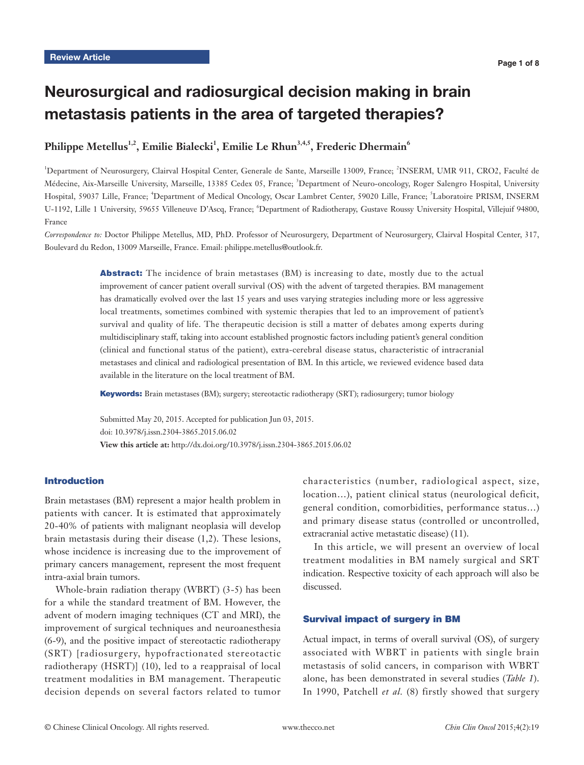Review Article

# Neurosurgical and radiosurgical decision making in brain metastasis patients in the area of targeted therapies?

**Philippe Metellus[1,2], Emilie Bialecki[1], Emilie Le Rhun[3,4,5], Frederic Dhermain[6]**

[1]Department of Neurosurgery, Clairval Hospital Center, Generale de Sante, Marseille 13009, France; [2]INSERM, UMR 911, CRO2, Faculté de Médecine, Aix-Marseille University, Marseille, 13385 Cedex 05, France; [3]Department of Neuro-oncology, Roger Salengro Hospital, University Hospital, 59037 Lille, France; [4]Department of Medical Oncology, Oscar Lambret Center, 59020 Lille, France; [5]Laboratoire PRISM, INSERM U-1192, Lille 1 University, 59655 Villeneuve D'Ascq, France; [6]Department of Radiotherapy, Gustave Roussy University Hospital, Villejuif 94800, France

*Correspondence to:* Doctor Philippe Metellus, MD, PhD. Professor of Neurosurgery, Department of Neurosurgery, Clairval Hospital Center, 317, Boulevard du Redon, 13009 Marseille, France. Email: philippe.metellus@outlook.fr.

**Abstract:** The incidence of brain metastases (BM) is increasing to date, mostly due to the actual improvement of cancer patient overall survival (OS) with the advent of targeted therapies. BM management has dramatically evolved over the last 15 years and uses varying strategies including more or less aggressive local treatments, sometimes combined with systemic therapies that led to an improvement of patient's survival and quality of life. The therapeutic decision is still a matter of debates among experts during multidisciplinary staff, taking into account established prognostic factors including patient's general condition (clinical and functional status of the patient), extra-cerebral disease status, characteristic of intracranial metastases and clinical and radiological presentation of BM. In this article, we reviewed evidence based data available in the literature on the local treatment of BM.

**Keywords:** Brain metastases (BM); surgery; stereotactic radiotherapy (SRT); radiosurgery; tumor biology

Submitted May 20, 2015. Accepted for publication Jun 03, 2015.
doi: 10.3978/j.issn.2304-3865.2015.06.02
**View this article at:** http://dx.doi.org/10.3978/j.issn.2304-3865.2015.06.02

## Introduction

Brain metastases (BM) represent a major health problem in patients with cancer. It is estimated that approximately 20-40% of patients with malignant neoplasia will develop brain metastasis during their disease (1,2). These lesions, whose incidence is increasing due to the improvement of primary cancers management, represent the most frequent intra-axial brain tumors.

Whole-brain radiation therapy (WBRT) (3-5) has been for a while the standard treatment of BM. However, the advent of modern imaging techniques (CT and MRI), the improvement of surgical techniques and neuroanesthesia (6-9), and the positive impact of stereotactic radiotherapy (SRT) [radiosurgery, hypofractionated stereotactic radiotherapy (HSRT)] (10), led to a reappraisal of local treatment modalities in BM management. Therapeutic decision depends on several factors related to tumor characteristics (number, radiological aspect, size, location…), patient clinical status (neurological deficit, general condition, comorbidities, performance status…) and primary disease status (controlled or uncontrolled, extracranial active metastatic disease) (11).

In this article, we will present an overview of local treatment modalities in BM namely surgical and SRT indication. Respective toxicity of each approach will also be discussed.

## Survival impact of surgery in BM

Actual impact, in terms of overall survival (OS), of surgery associated with WBRT in patients with single brain metastasis of solid cancers, in comparison with WBRT alone, has been demonstrated in several studies (*Table 1*). In 1990, Patchell *et al.* (8) firstly showed that surgery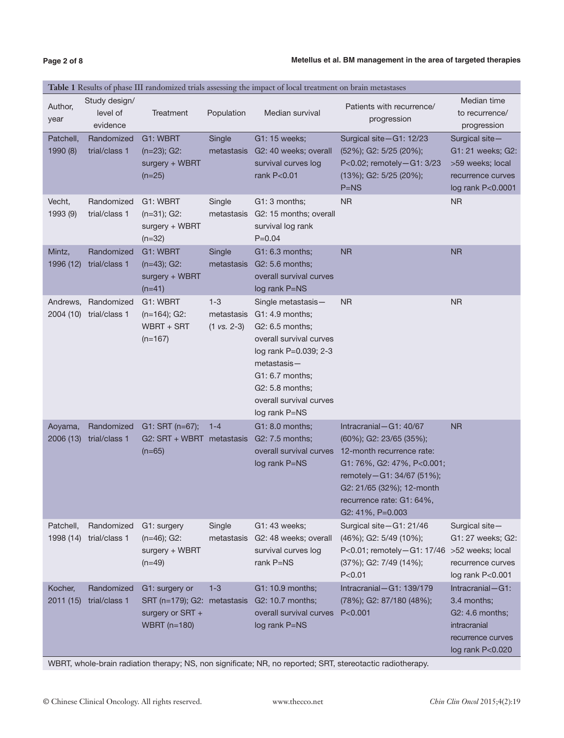**Table 1** Results of phase III randomized trials assessing the impact of local treatment on brain metastases

| Author, year | Study design/ level of evidence | Treatment | Population | Median survival | Patients with recurrence/ progression | Median time to recurrence/ progression |
|---|---|---|---|---|---|---|
| Patchell, 1990 (8) | Randomized trial/class 1 | G1: WBRT (n=23); G2: surgery + WBRT (n=25) | Single metastasis | G1: 15 weeks; G2: 40 weeks; overall survival curves log rank P<0.01 | Surgical site—G1: 12/23 (52%); G2: 5/25 (20%); P<0.02; remotely—G1: 3/23 (13%); G2: 5/25 (20%); P=NS | Surgical site—G1: 21 weeks; G2: >59 weeks; local recurrence curves log rank P<0.0001 |
| Vecht, 1993 (9) | Randomized trial/class 1 | G1: WBRT (n=31); G2: surgery + WBRT (n=32) | Single metastasis | G1: 3 months; G2: 15 months; overall survival log rank P=0.04 | NR | NR |
| Mintz, 1996 (12) | Randomized trial/class 1 | G1: WBRT (n=43); G2: surgery + WBRT (n=41) | Single metastasis | G1: 6.3 months; G2: 5.6 months; overall survival curves log rank P=NS | NR | NR |
| Andrews, 2004 (10) | Randomized trial/class 1 | G1: WBRT (n=164); G2: WBRT + SRT (n=167) | 1-3 metastasis (1 *vs.* 2-3) | Single metastasis—G1: 4.9 months; G2: 6.5 months; overall survival curves log rank P=0.039; 2-3 metastasis—G1: 6.7 months; G2: 5.8 months; overall survival curves log rank P=NS | NR | NR |
| Aoyama, 2006 (13) | Randomized trial/class 1 | G1: SRT (n=67); G2: SRT + WBRT (n=65) | 1-4 metastasis | G1: 8.0 months; G2: 7.5 months; overall survival curves log rank P=NS | Intracranial—G1: 40/67 (60%); G2: 23/65 (35%); 12-month recurrence rate: G1: 76%, G2: 47%, P<0.001; remotely—G1: 34/67 (51%); G2: 21/65 (32%); 12-month recurrence rate: G1: 64%, G2: 41%, P=0.003 | NR |
| Patchell, 1998 (14) | Randomized trial/class 1 | G1: surgery (n=46); G2: surgery + WBRT (n=49) | Single metastasis | G1: 43 weeks; G2: 48 weeks; overall survival curves log rank P=NS | Surgical site—G1: 21/46 (46%); G2: 5/49 (10%); P<0.01; remotely—G1: 17/46 (37%); G2: 7/49 (14%); P<0.01 | Surgical site—G1: 27 weeks; G2: >52 weeks; local recurrence curves log rank P<0.001 |
| Kocher, 2011 (15) | Randomized trial/class 1 | G1: surgery or SRT (n=179); G2: surgery or SRT + WBRT (n=180) | 1-3 metastasis | G1: 10.9 months; G2: 10.7 months; overall survival curves log rank P=NS | Intracranial—G1: 139/179 (78%); G2: 87/180 (48%); P<0.001 | Intracranial—G1: 3.4 months; G2: 4.6 months; intracranial recurrence curves log rank P<0.020 |

WBRT, whole-brain radiation therapy; NS, non significate; NR, no reported; SRT, stereotactic radiotherapy.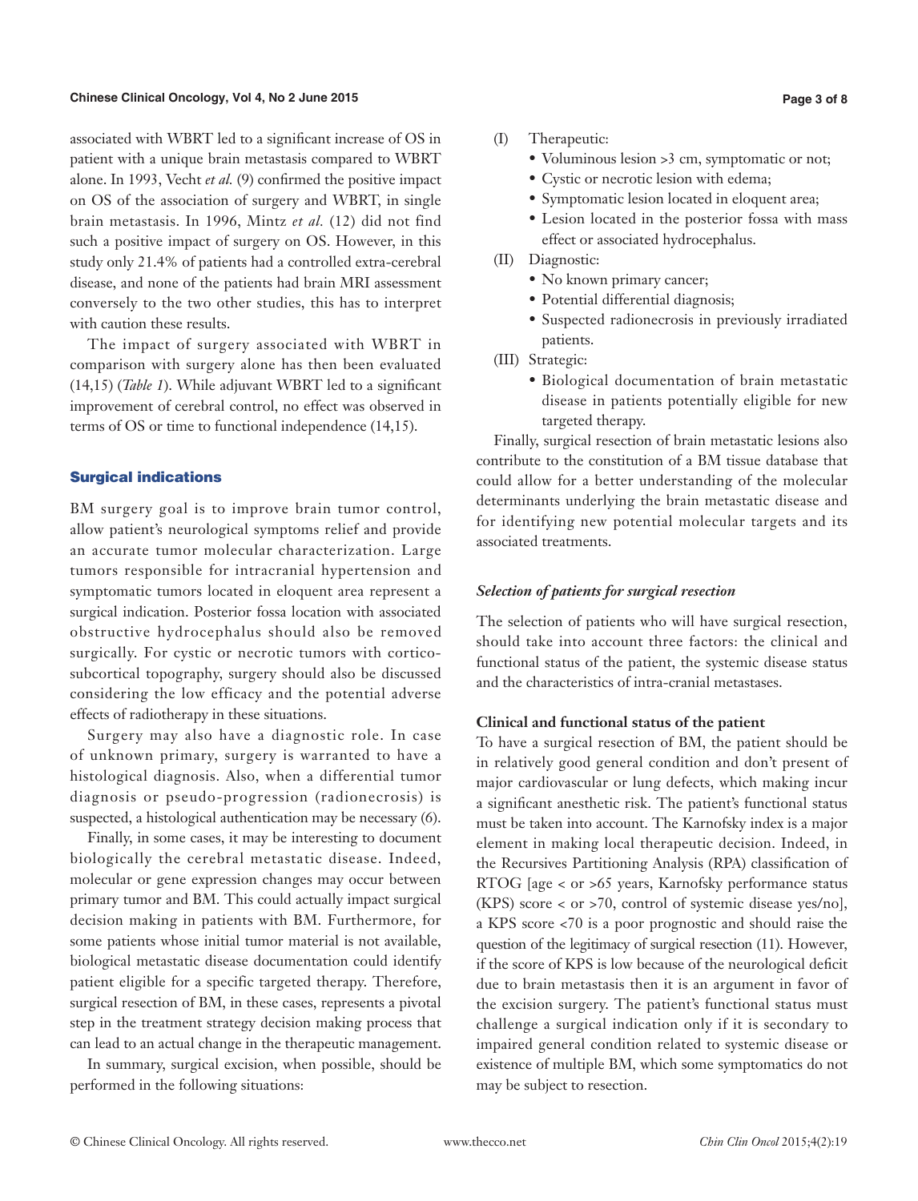associated with WBRT led to a significant increase of OS in patient with a unique brain metastasis compared to WBRT alone. In 1993, Vecht *et al.* (9) confirmed the positive impact on OS of the association of surgery and WBRT, in single brain metastasis. In 1996, Mintz *et al.* (12) did not find such a positive impact of surgery on OS. However, in this study only 21.4% of patients had a controlled extra-cerebral disease, and none of the patients had brain MRI assessment conversely to the two other studies, this has to interpret with caution these results.

The impact of surgery associated with WBRT in comparison with surgery alone has then been evaluated (14,15) (*Table 1*). While adjuvant WBRT led to a significant improvement of cerebral control, no effect was observed in terms of OS or time to functional independence (14,15).

## Surgical indications

BM surgery goal is to improve brain tumor control, allow patient's neurological symptoms relief and provide an accurate tumor molecular characterization. Large tumors responsible for intracranial hypertension and symptomatic tumors located in eloquent area represent a surgical indication. Posterior fossa location with associated obstructive hydrocephalus should also be removed surgically. For cystic or necrotic tumors with cortico-subcortical topography, surgery should also be discussed considering the low efficacy and the potential adverse effects of radiotherapy in these situations.

Surgery may also have a diagnostic role. In case of unknown primary, surgery is warranted to have a histological diagnosis. Also, when a differential tumor diagnosis or pseudo-progression (radionecrosis) is suspected, a histological authentication may be necessary (6).

Finally, in some cases, it may be interesting to document biologically the cerebral metastatic disease. Indeed, molecular or gene expression changes may occur between primary tumor and BM. This could actually impact surgical decision making in patients with BM. Furthermore, for some patients whose initial tumor material is not available, biological metastatic disease documentation could identify patient eligible for a specific targeted therapy. Therefore, surgical resection of BM, in these cases, represents a pivotal step in the treatment strategy decision making process that can lead to an actual change in the therapeutic management.

In summary, surgical excision, when possible, should be performed in the following situations:

(I) Therapeutic:
- Voluminous lesion >3 cm, symptomatic or not;
- Cystic or necrotic lesion with edema;
- Symptomatic lesion located in eloquent area;
- Lesion located in the posterior fossa with mass effect or associated hydrocephalus.

(II) Diagnostic:
- No known primary cancer;
- Potential differential diagnosis;
- Suspected radionecrosis in previously irradiated patients.

(III) Strategic:
- Biological documentation of brain metastatic disease in patients potentially eligible for new targeted therapy.

Finally, surgical resection of brain metastatic lesions also contribute to the constitution of a BM tissue database that could allow for a better understanding of the molecular determinants underlying the brain metastatic disease and for identifying new potential molecular targets and its associated treatments.

### *Selection of patients for surgical resection*

The selection of patients who will have surgical resection, should take into account three factors: the clinical and functional status of the patient, the systemic disease status and the characteristics of intra-cranial metastases.

#### Clinical and functional status of the patient

To have a surgical resection of BM, the patient should be in relatively good general condition and don't present of major cardiovascular or lung defects, which making incur a significant anesthetic risk. The patient's functional status must be taken into account. The Karnofsky index is a major element in making local therapeutic decision. Indeed, in the Recursives Partitioning Analysis (RPA) classification of RTOG [age < or >65 years, Karnofsky performance status (KPS) score < or >70, control of systemic disease yes/no], a KPS score <70 is a poor prognostic and should raise the question of the legitimacy of surgical resection (11). However, if the score of KPS is low because of the neurological deficit due to brain metastasis then it is an argument in favor of the excision surgery. The patient's functional status must challenge a surgical indication only if it is secondary to impaired general condition related to systemic disease or existence of multiple BM, which some symptomatics do not may be subject to resection.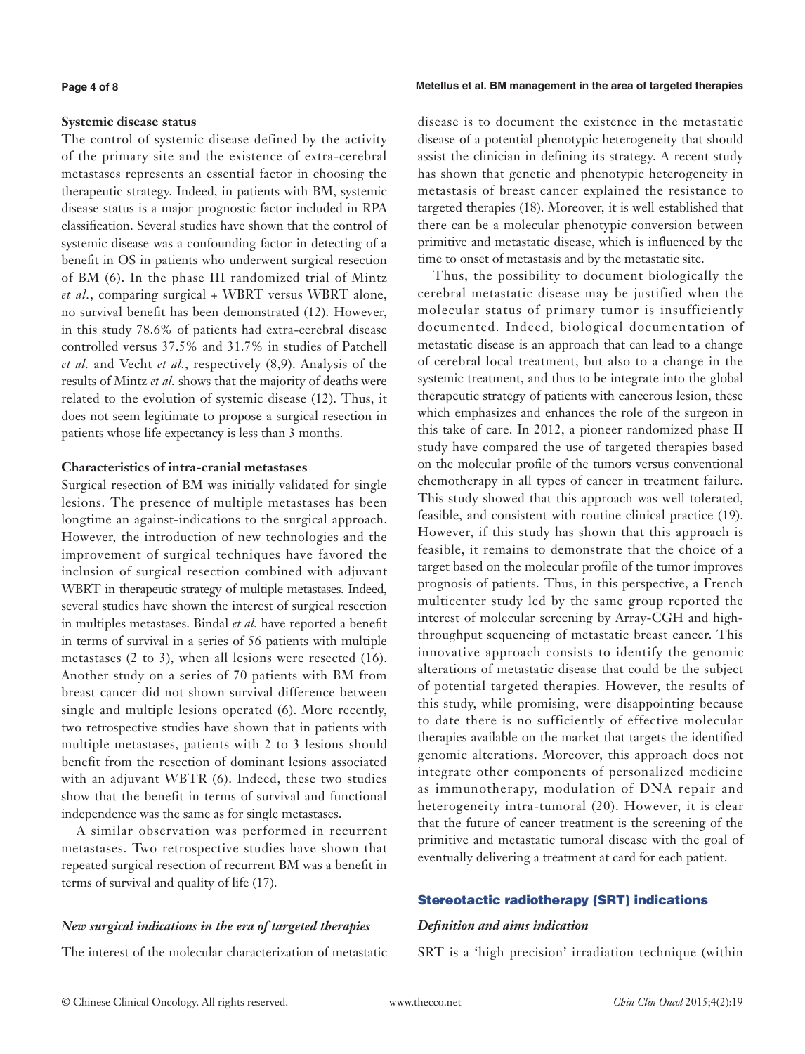### Systemic disease status

The control of systemic disease defined by the activity of the primary site and the existence of extra-cerebral metastases represents an essential factor in choosing the therapeutic strategy. Indeed, in patients with BM, systemic disease status is a major prognostic factor included in RPA classification. Several studies have shown that the control of systemic disease was a confounding factor in detecting of a benefit in OS in patients who underwent surgical resection of BM (6). In the phase III randomized trial of Mintz *et al.*, comparing surgical + WBRT versus WBRT alone, no survival benefit has been demonstrated (12). However, in this study 78.6% of patients had extra-cerebral disease controlled versus 37.5% and 31.7% in studies of Patchell *et al.* and Vecht *et al.*, respectively (8,9). Analysis of the results of Mintz *et al.* shows that the majority of deaths were related to the evolution of systemic disease (12). Thus, it does not seem legitimate to propose a surgical resection in patients whose life expectancy is less than 3 months.

### Characteristics of intra-cranial metastases

Surgical resection of BM was initially validated for single lesions. The presence of multiple metastases has been longtime an against-indications to the surgical approach. However, the introduction of new technologies and the improvement of surgical techniques have favored the inclusion of surgical resection combined with adjuvant WBRT in therapeutic strategy of multiple metastases. Indeed, several studies have shown the interest of surgical resection in multiples metastases. Bindal *et al.* have reported a benefit in terms of survival in a series of 56 patients with multiple metastases (2 to 3), when all lesions were resected (16). Another study on a series of 70 patients with BM from breast cancer did not shown survival difference between single and multiple lesions operated (6). More recently, two retrospective studies have shown that in patients with multiple metastases, patients with 2 to 3 lesions should benefit from the resection of dominant lesions associated with an adjuvant WBTR (6). Indeed, these two studies show that the benefit in terms of survival and functional independence was the same as for single metastases.

A similar observation was performed in recurrent metastases. Two retrospective studies have shown that repeated surgical resection of recurrent BM was a benefit in terms of survival and quality of life (17).

### *New surgical indications in the era of targeted therapies*

The interest of the molecular characterization of metastatic disease is to document the existence in the metastatic disease of a potential phenotypic heterogeneity that should assist the clinician in defining its strategy. A recent study has shown that genetic and phenotypic heterogeneity in metastasis of breast cancer explained the resistance to targeted therapies (18). Moreover, it is well established that there can be a molecular phenotypic conversion between primitive and metastatic disease, which is influenced by the time to onset of metastasis and by the metastatic site.

Thus, the possibility to document biologically the cerebral metastatic disease may be justified when the molecular status of primary tumor is insufficiently documented. Indeed, biological documentation of metastatic disease is an approach that can lead to a change of cerebral local treatment, but also to a change in the systemic treatment, and thus to be integrate into the global therapeutic strategy of patients with cancerous lesion, these which emphasizes and enhances the role of the surgeon in this take of care. In 2012, a pioneer randomized phase II study have compared the use of targeted therapies based on the molecular profile of the tumors versus conventional chemotherapy in all types of cancer in treatment failure. This study showed that this approach was well tolerated, feasible, and consistent with routine clinical practice (19). However, if this study has shown that this approach is feasible, it remains to demonstrate that the choice of a target based on the molecular profile of the tumor improves prognosis of patients. Thus, in this perspective, a French multicenter study led by the same group reported the interest of molecular screening by Array-CGH and high-throughput sequencing of metastatic breast cancer. This innovative approach consists to identify the genomic alterations of metastatic disease that could be the subject of potential targeted therapies. However, the results of this study, while promising, were disappointing because to date there is no sufficiently of effective molecular therapies available on the market that targets the identified genomic alterations. Moreover, this approach does not integrate other components of personalized medicine as immunotherapy, modulation of DNA repair and heterogeneity intra-tumoral (20). However, it is clear that the future of cancer treatment is the screening of the primitive and metastatic tumoral disease with the goal of eventually delivering a treatment at card for each patient.

## Stereotactic radiotherapy (SRT) indications

### *Definition and aims indication*

SRT is a 'high precision' irradiation technique (within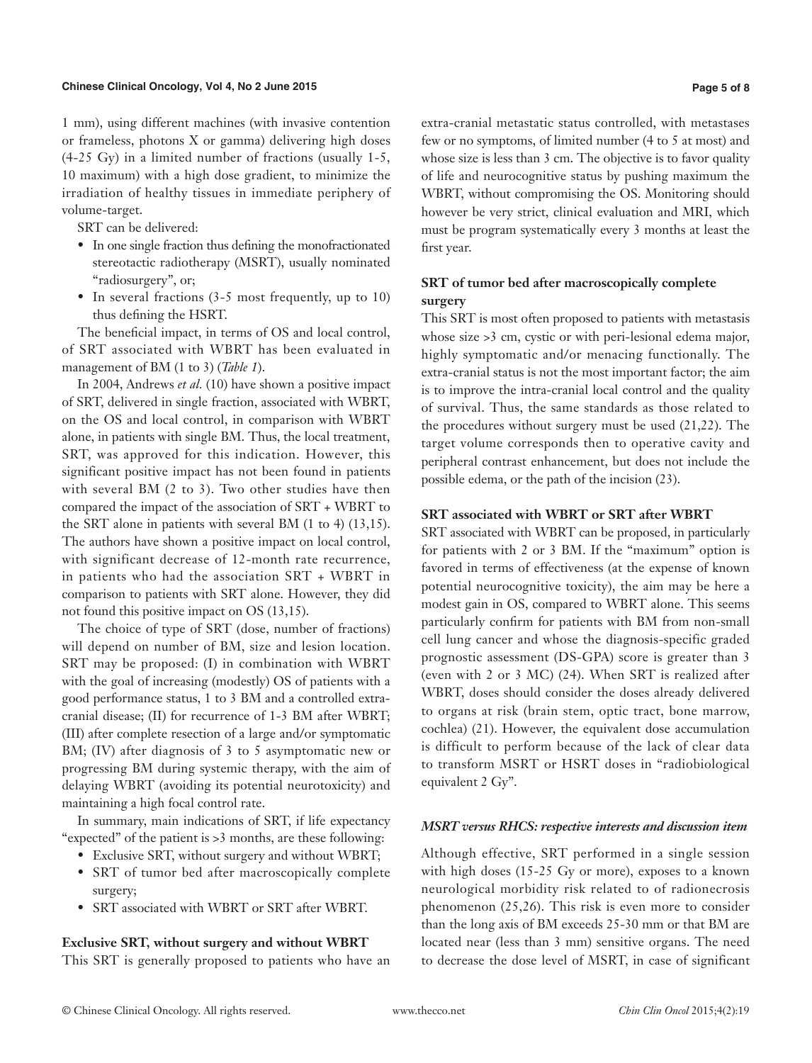1 mm), using different machines (with invasive contention or frameless, photons X or gamma) delivering high doses (4-25 Gy) in a limited number of fractions (usually 1-5, 10 maximum) with a high dose gradient, to minimize the irradiation of healthy tissues in immediate periphery of volume-target.

SRT can be delivered:

- In one single fraction thus defining the monofractionated stereotactic radiotherapy (MSRT), usually nominated "radiosurgery", or;
- In several fractions (3-5 most frequently, up to 10) thus defining the HSRT.

The beneficial impact, in terms of OS and local control, of SRT associated with WBRT has been evaluated in management of BM (1 to 3) (*Table 1*).

In 2004, Andrews *et al.* (10) have shown a positive impact of SRT, delivered in single fraction, associated with WBRT, on the OS and local control, in comparison with WBRT alone, in patients with single BM. Thus, the local treatment, SRT, was approved for this indication. However, this significant positive impact has not been found in patients with several BM (2 to 3). Two other studies have then compared the impact of the association of SRT + WBRT to the SRT alone in patients with several BM (1 to 4) (13,15). The authors have shown a positive impact on local control, with significant decrease of 12-month rate recurrence, in patients who had the association SRT + WBRT in comparison to patients with SRT alone. However, they did not found this positive impact on OS (13,15).

The choice of type of SRT (dose, number of fractions) will depend on number of BM, size and lesion location. SRT may be proposed: (I) in combination with WBRT with the goal of increasing (modestly) OS of patients with a good performance status, 1 to 3 BM and a controlled extra-cranial disease; (II) for recurrence of 1-3 BM after WBRT; (III) after complete resection of a large and/or symptomatic BM; (IV) after diagnosis of 3 to 5 asymptomatic new or progressing BM during systemic therapy, with the aim of delaying WBRT (avoiding its potential neurotoxicity) and maintaining a high focal control rate.

In summary, main indications of SRT, if life expectancy "expected" of the patient is >3 months, are these following:

- Exclusive SRT, without surgery and without WBRT;
- SRT of tumor bed after macroscopically complete surgery;
- SRT associated with WBRT or SRT after WBRT.

#### Exclusive SRT, without surgery and without WBRT

This SRT is generally proposed to patients who have an extra-cranial metastatic status controlled, with metastases few or no symptoms, of limited number (4 to 5 at most) and whose size is less than 3 cm. The objective is to favor quality of life and neurocognitive status by pushing maximum the WBRT, without compromising the OS. Monitoring should however be very strict, clinical evaluation and MRI, which must be program systematically every 3 months at least the first year.

#### SRT of tumor bed after macroscopically complete surgery

This SRT is most often proposed to patients with metastasis whose size >3 cm, cystic or with peri-lesional edema major, highly symptomatic and/or menacing functionally. The extra-cranial status is not the most important factor; the aim is to improve the intra-cranial local control and the quality of survival. Thus, the same standards as those related to the procedures without surgery must be used (21,22). The target volume corresponds then to operative cavity and peripheral contrast enhancement, but does not include the possible edema, or the path of the incision (23).

#### SRT associated with WBRT or SRT after WBRT

SRT associated with WBRT can be proposed, in particularly for patients with 2 or 3 BM. If the "maximum" option is favored in terms of effectiveness (at the expense of known potential neurocognitive toxicity), the aim may be here a modest gain in OS, compared to WBRT alone. This seems particularly confirm for patients with BM from non-small cell lung cancer and whose the diagnosis-specific graded prognostic assessment (DS-GPA) score is greater than 3 (even with 2 or 3 MC) (24). When SRT is realized after WBRT, doses should consider the doses already delivered to organs at risk (brain stem, optic tract, bone marrow, cochlea) (21). However, the equivalent dose accumulation is difficult to perform because of the lack of clear data to transform MSRT or HSRT doses in "radiobiological equivalent 2 Gy".

### *MSRT versus RHCS: respective interests and discussion item*

Although effective, SRT performed in a single session with high doses (15-25 Gy or more), exposes to a known neurological morbidity risk related to of radionecrosis phenomenon (25,26). This risk is even more to consider than the long axis of BM exceeds 25-30 mm or that BM are located near (less than 3 mm) sensitive organs. The need to decrease the dose level of MSRT, in case of significant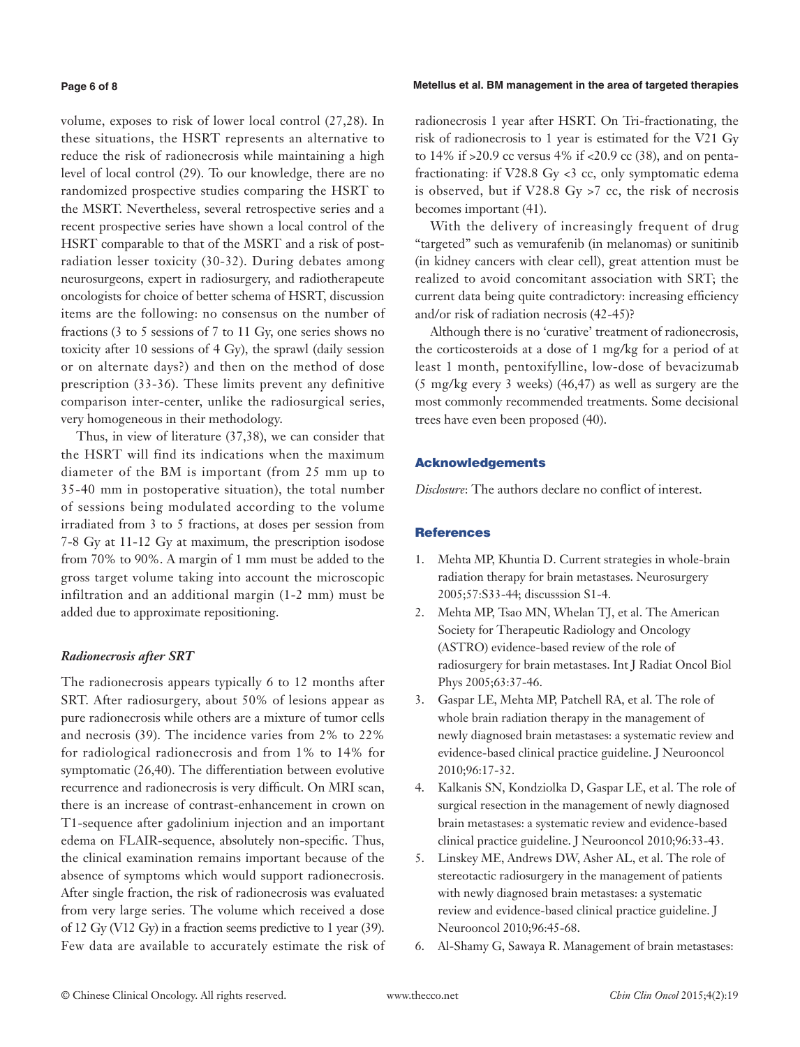volume, exposes to risk of lower local control (27,28). In these situations, the HSRT represents an alternative to reduce the risk of radionecrosis while maintaining a high level of local control (29). To our knowledge, there are no randomized prospective studies comparing the HSRT to the MSRT. Nevertheless, several retrospective series and a recent prospective series have shown a local control of the HSRT comparable to that of the MSRT and a risk of post-radiation lesser toxicity (30-32). During debates among neurosurgeons, expert in radiosurgery, and radiotherapeute oncologists for choice of better schema of HSRT, discussion items are the following: no consensus on the number of fractions (3 to 5 sessions of 7 to 11 Gy, one series shows no toxicity after 10 sessions of 4 Gy), the sprawl (daily session or on alternate days?) and then on the method of dose prescription (33-36). These limits prevent any definitive comparison inter-center, unlike the radiosurgical series, very homogeneous in their methodology.

Thus, in view of literature (37,38), we can consider that the HSRT will find its indications when the maximum diameter of the BM is important (from 25 mm up to 35-40 mm in postoperative situation), the total number of sessions being modulated according to the volume irradiated from 3 to 5 fractions, at doses per session from 7-8 Gy at 11-12 Gy at maximum, the prescription isodose from 70% to 90%. A margin of 1 mm must be added to the gross target volume taking into account the microscopic infiltration and an additional margin (1-2 mm) must be added due to approximate repositioning.

### *Radionecrosis after SRT*

The radionecrosis appears typically 6 to 12 months after SRT. After radiosurgery, about 50% of lesions appear as pure radionecrosis while others are a mixture of tumor cells and necrosis (39). The incidence varies from 2% to 22% for radiological radionecrosis and from 1% to 14% for symptomatic (26,40). The differentiation between evolutive recurrence and radionecrosis is very difficult. On MRI scan, there is an increase of contrast-enhancement in crown on T1-sequence after gadolinium injection and an important edema on FLAIR-sequence, absolutely non-specific. Thus, the clinical examination remains important because of the absence of symptoms which would support radionecrosis. After single fraction, the risk of radionecrosis was evaluated from very large series. The volume which received a dose of 12 Gy (V12 Gy) in a fraction seems predictive to 1 year (39). Few data are available to accurately estimate the risk of radionecrosis 1 year after HSRT. On Tri-fractionating, the risk of radionecrosis to 1 year is estimated for the V21 Gy to 14% if >20.9 cc versus 4% if <20.9 cc (38), and on penta-fractionating: if V28.8 Gy <3 cc, only symptomatic edema is observed, but if V28.8 Gy >7 cc, the risk of necrosis becomes important (41).

With the delivery of increasingly frequent of drug "targeted" such as vemurafenib (in melanomas) or sunitinib (in kidney cancers with clear cell), great attention must be realized to avoid concomitant association with SRT; the current data being quite contradictory: increasing efficiency and/or risk of radiation necrosis (42-45)?

Although there is no 'curative' treatment of radionecrosis, the corticosteroids at a dose of 1 mg/kg for a period of at least 1 month, pentoxifylline, low-dose of bevacizumab (5 mg/kg every 3 weeks) (46,47) as well as surgery are the most commonly recommended treatments. Some decisional trees have even been proposed (40).

## Acknowledgements

*Disclosure*: The authors declare no conflict of interest.

## References

1. Mehta MP, Khuntia D. Current strategies in whole-brain radiation therapy for brain metastases. Neurosurgery 2005;57:S33-44; discusssion S1-4.
2. Mehta MP, Tsao MN, Whelan TJ, et al. The American Society for Therapeutic Radiology and Oncology (ASTRO) evidence-based review of the role of radiosurgery for brain metastases. Int J Radiat Oncol Biol Phys 2005;63:37-46.
3. Gaspar LE, Mehta MP, Patchell RA, et al. The role of whole brain radiation therapy in the management of newly diagnosed brain metastases: a systematic review and evidence-based clinical practice guideline. J Neurooncol 2010;96:17-32.
4. Kalkanis SN, Kondziolka D, Gaspar LE, et al. The role of surgical resection in the management of newly diagnosed brain metastases: a systematic review and evidence-based clinical practice guideline. J Neurooncol 2010;96:33-43.
5. Linskey ME, Andrews DW, Asher AL, et al. The role of stereotactic radiosurgery in the management of patients with newly diagnosed brain metastases: a systematic review and evidence-based clinical practice guideline. J Neurooncol 2010;96:45-68.
6. Al-Shamy G, Sawaya R. Management of brain metastases: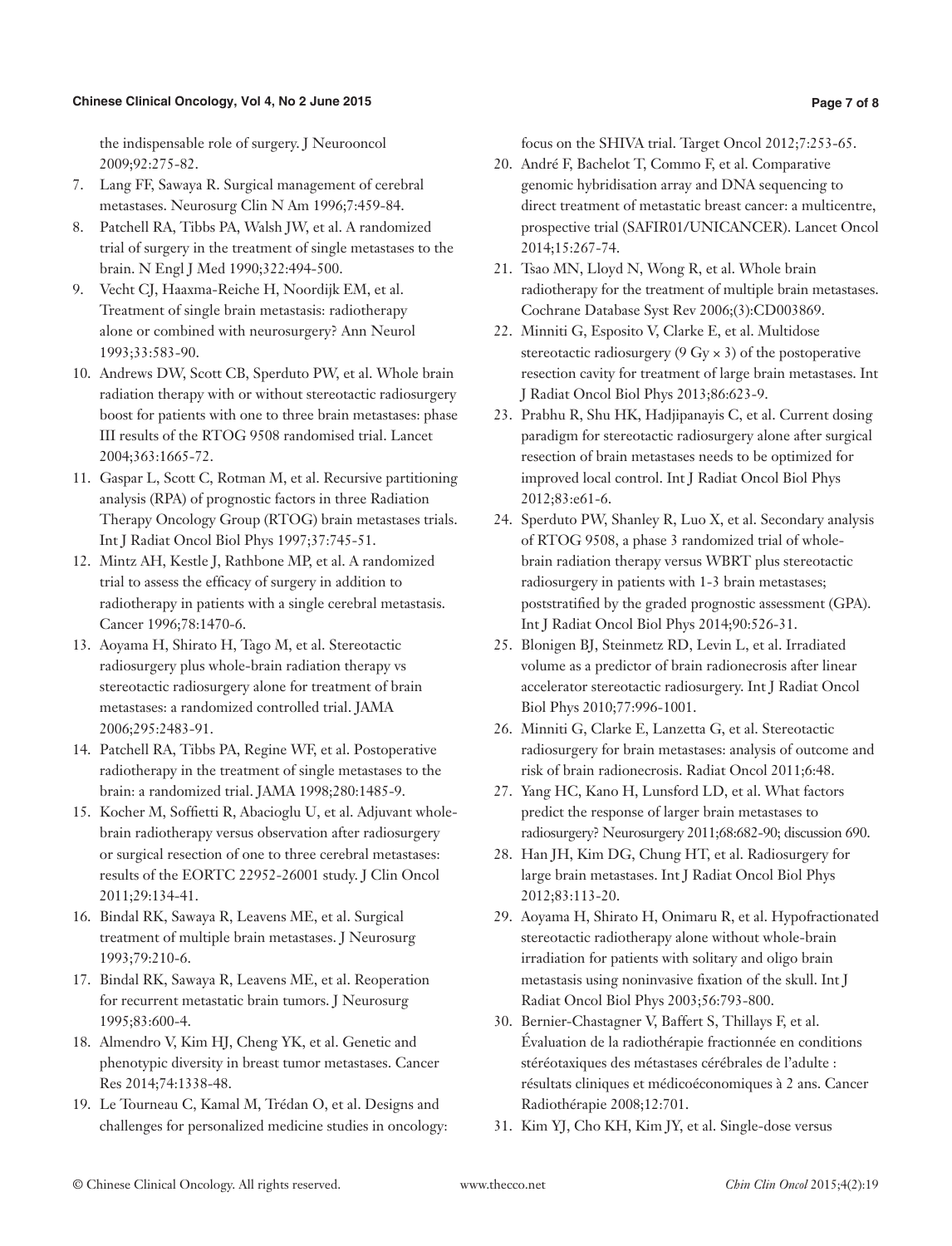the indispensable role of surgery. J Neurooncol 2009;92:275-82.

7. Lang FF, Sawaya R. Surgical management of cerebral metastases. Neurosurg Clin N Am 1996;7:459-84.
8. Patchell RA, Tibbs PA, Walsh JW, et al. A randomized trial of surgery in the treatment of single metastases to the brain. N Engl J Med 1990;322:494-500.
9. Vecht CJ, Haaxma-Reiche H, Noordijk EM, et al. Treatment of single brain metastasis: radiotherapy alone or combined with neurosurgery? Ann Neurol 1993;33:583-90.
10. Andrews DW, Scott CB, Sperduto PW, et al. Whole brain radiation therapy with or without stereotactic radiosurgery boost for patients with one to three brain metastases: phase III results of the RTOG 9508 randomised trial. Lancet 2004;363:1665-72.
11. Gaspar L, Scott C, Rotman M, et al. Recursive partitioning analysis (RPA) of prognostic factors in three Radiation Therapy Oncology Group (RTOG) brain metastases trials. Int J Radiat Oncol Biol Phys 1997;37:745-51.
12. Mintz AH, Kestle J, Rathbone MP, et al. A randomized trial to assess the efficacy of surgery in addition to radiotherapy in patients with a single cerebral metastasis. Cancer 1996;78:1470-6.
13. Aoyama H, Shirato H, Tago M, et al. Stereotactic radiosurgery plus whole-brain radiation therapy vs stereotactic radiosurgery alone for treatment of brain metastases: a randomized controlled trial. JAMA 2006;295:2483-91.
14. Patchell RA, Tibbs PA, Regine WF, et al. Postoperative radiotherapy in the treatment of single metastases to the brain: a randomized trial. JAMA 1998;280:1485-9.
15. Kocher M, Soffietti R, Abacioglu U, et al. Adjuvant whole-brain radiotherapy versus observation after radiosurgery or surgical resection of one to three cerebral metastases: results of the EORTC 22952-26001 study. J Clin Oncol 2011;29:134-41.
16. Bindal RK, Sawaya R, Leavens ME, et al. Surgical treatment of multiple brain metastases. J Neurosurg 1993;79:210-6.
17. Bindal RK, Sawaya R, Leavens ME, et al. Reoperation for recurrent metastatic brain tumors. J Neurosurg 1995;83:600-4.
18. Almendro V, Kim HJ, Cheng YK, et al. Genetic and phenotypic diversity in breast tumor metastases. Cancer Res 2014;74:1338-48.
19. Le Tourneau C, Kamal M, Trédan O, et al. Designs and challenges for personalized medicine studies in oncology: focus on the SHIVA trial. Target Oncol 2012;7:253-65.
20. André F, Bachelot T, Commo F, et al. Comparative genomic hybridisation array and DNA sequencing to direct treatment of metastatic breast cancer: a multicentre, prospective trial (SAFIR01/UNICANCER). Lancet Oncol 2014;15:267-74.
21. Tsao MN, Lloyd N, Wong R, et al. Whole brain radiotherapy for the treatment of multiple brain metastases. Cochrane Database Syst Rev 2006;(3):CD003869.
22. Minniti G, Esposito V, Clarke E, et al. Multidose stereotactic radiosurgery (9 Gy × 3) of the postoperative resection cavity for treatment of large brain metastases. Int J Radiat Oncol Biol Phys 2013;86:623-9.
23. Prabhu R, Shu HK, Hadjipanayis C, et al. Current dosing paradigm for stereotactic radiosurgery alone after surgical resection of brain metastases needs to be optimized for improved local control. Int J Radiat Oncol Biol Phys 2012;83:e61-6.
24. Sperduto PW, Shanley R, Luo X, et al. Secondary analysis of RTOG 9508, a phase 3 randomized trial of whole-brain radiation therapy versus WBRT plus stereotactic radiosurgery in patients with 1-3 brain metastases; poststratified by the graded prognostic assessment (GPA). Int J Radiat Oncol Biol Phys 2014;90:526-31.
25. Blonigen BJ, Steinmetz RD, Levin L, et al. Irradiated volume as a predictor of brain radionecrosis after linear accelerator stereotactic radiosurgery. Int J Radiat Oncol Biol Phys 2010;77:996-1001.
26. Minniti G, Clarke E, Lanzetta G, et al. Stereotactic radiosurgery for brain metastases: analysis of outcome and risk of brain radionecrosis. Radiat Oncol 2011;6:48.
27. Yang HC, Kano H, Lunsford LD, et al. What factors predict the response of larger brain metastases to radiosurgery? Neurosurgery 2011;68:682-90; discussion 690.
28. Han JH, Kim DG, Chung HT, et al. Radiosurgery for large brain metastases. Int J Radiat Oncol Biol Phys 2012;83:113-20.
29. Aoyama H, Shirato H, Onimaru R, et al. Hypofractionated stereotactic radiotherapy alone without whole-brain irradiation for patients with solitary and oligo brain metastasis using noninvasive fixation of the skull. Int J Radiat Oncol Biol Phys 2003;56:793-800.
30. Bernier-Chastagner V, Baffert S, Thillays F, et al. Évaluation de la radiothérapie fractionnée en conditions stéréotaxiques des métastases cérébrales de l'adulte : résultats cliniques et médicoéconomiques à 2 ans. Cancer Radiothérapie 2008;12:701.
31. Kim YJ, Cho KH, Kim JY, et al. Single-dose versus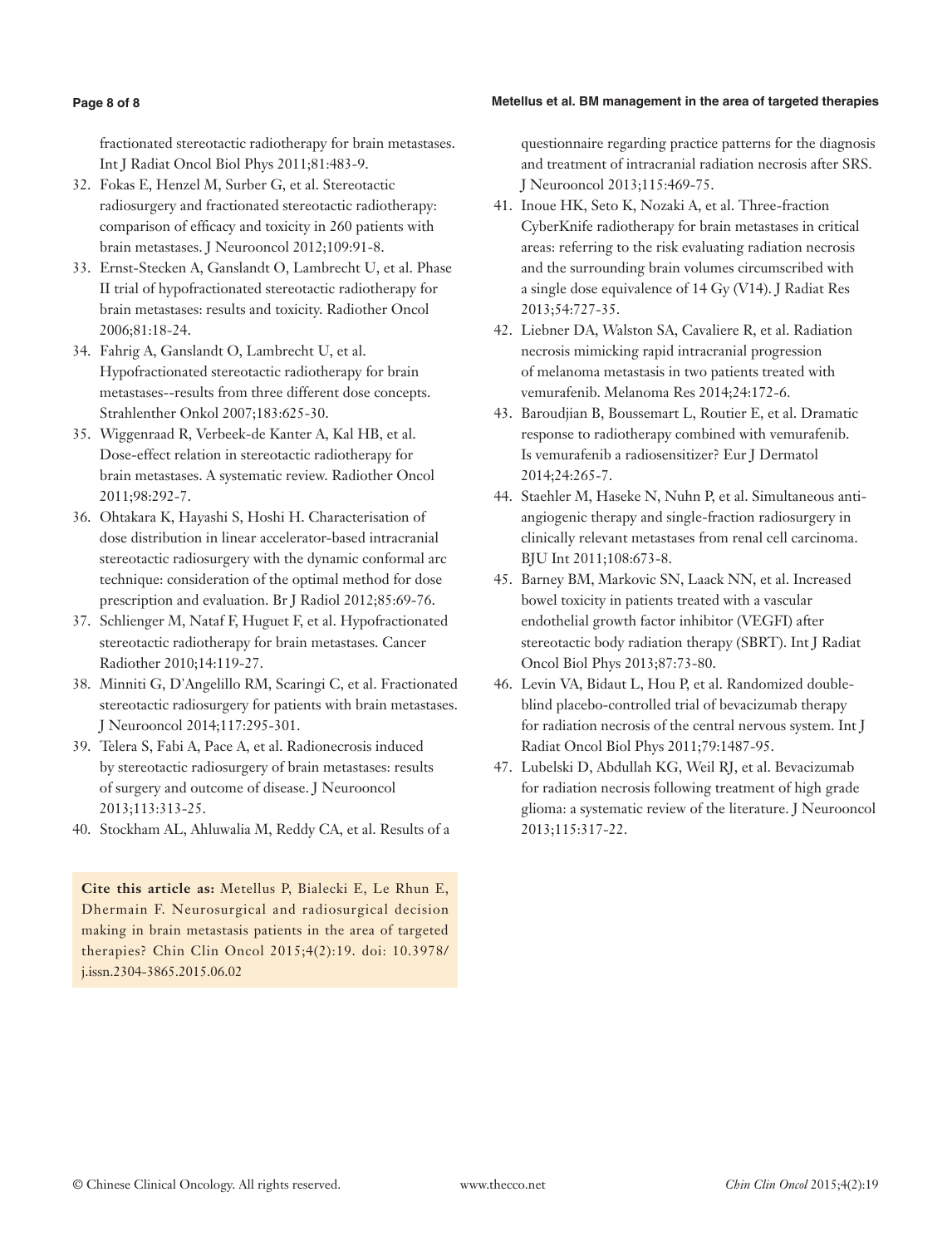fractionated stereotactic radiotherapy for brain metastases. Int J Radiat Oncol Biol Phys 2011;81:483-9.

32. Fokas E, Henzel M, Surber G, et al. Stereotactic radiosurgery and fractionated stereotactic radiotherapy: comparison of efficacy and toxicity in 260 patients with brain metastases. J Neurooncol 2012;109:91-8.
33. Ernst-Stecken A, Ganslandt O, Lambrecht U, et al. Phase II trial of hypofractionated stereotactic radiotherapy for brain metastases: results and toxicity. Radiother Oncol 2006;81:18-24.
34. Fahrig A, Ganslandt O, Lambrecht U, et al. Hypofractionated stereotactic radiotherapy for brain metastases--results from three different dose concepts. Strahlenther Onkol 2007;183:625-30.
35. Wiggenraad R, Verbeek-de Kanter A, Kal HB, et al. Dose-effect relation in stereotactic radiotherapy for brain metastases. A systematic review. Radiother Oncol 2011;98:292-7.
36. Ohtakara K, Hayashi S, Hoshi H. Characterisation of dose distribution in linear accelerator-based intracranial stereotactic radiosurgery with the dynamic conformal arc technique: consideration of the optimal method for dose prescription and evaluation. Br J Radiol 2012;85:69-76.
37. Schlienger M, Nataf F, Huguet F, et al. Hypofractionated stereotactic radiotherapy for brain metastases. Cancer Radiother 2010;14:119-27.
38. Minniti G, D'Angelillo RM, Scaringi C, et al. Fractionated stereotactic radiosurgery for patients with brain metastases. J Neurooncol 2014;117:295-301.
39. Telera S, Fabi A, Pace A, et al. Radionecrosis induced by stereotactic radiosurgery of brain metastases: results of surgery and outcome of disease. J Neurooncol 2013;113:313-25.
40. Stockham AL, Ahluwalia M, Reddy CA, et al. Results of a questionnaire regarding practice patterns for the diagnosis and treatment of intracranial radiation necrosis after SRS. J Neurooncol 2013;115:469-75.
41. Inoue HK, Seto K, Nozaki A, et al. Three-fraction CyberKnife radiotherapy for brain metastases in critical areas: referring to the risk evaluating radiation necrosis and the surrounding brain volumes circumscribed with a single dose equivalence of 14 Gy (V14). J Radiat Res 2013;54:727-35.
42. Liebner DA, Walston SA, Cavaliere R, et al. Radiation necrosis mimicking rapid intracranial progression of melanoma metastasis in two patients treated with vemurafenib. Melanoma Res 2014;24:172-6.
43. Baroudjian B, Boussemart L, Routier E, et al. Dramatic response to radiotherapy combined with vemurafenib. Is vemurafenib a radiosensitizer? Eur J Dermatol 2014;24:265-7.
44. Staehler M, Haseke N, Nuhn P, et al. Simultaneous anti-angiogenic therapy and single-fraction radiosurgery in clinically relevant metastases from renal cell carcinoma. BJU Int 2011;108:673-8.
45. Barney BM, Markovic SN, Laack NN, et al. Increased bowel toxicity in patients treated with a vascular endothelial growth factor inhibitor (VEGFI) after stereotactic body radiation therapy (SBRT). Int J Radiat Oncol Biol Phys 2013;87:73-80.
46. Levin VA, Bidaut L, Hou P, et al. Randomized double-blind placebo-controlled trial of bevacizumab therapy for radiation necrosis of the central nervous system. Int J Radiat Oncol Biol Phys 2011;79:1487-95.
47. Lubelski D, Abdullah KG, Weil RJ, et al. Bevacizumab for radiation necrosis following treatment of high grade glioma: a systematic review of the literature. J Neurooncol 2013;115:317-22.

**Cite this article as:** Metellus P, Bialecki E, Le Rhun E, Dhermain F. Neurosurgical and radiosurgical decision making in brain metastasis patients in the area of targeted therapies? Chin Clin Oncol 2015;4(2):19. doi: 10.3978/j.issn.2304-3865.2015.06.02